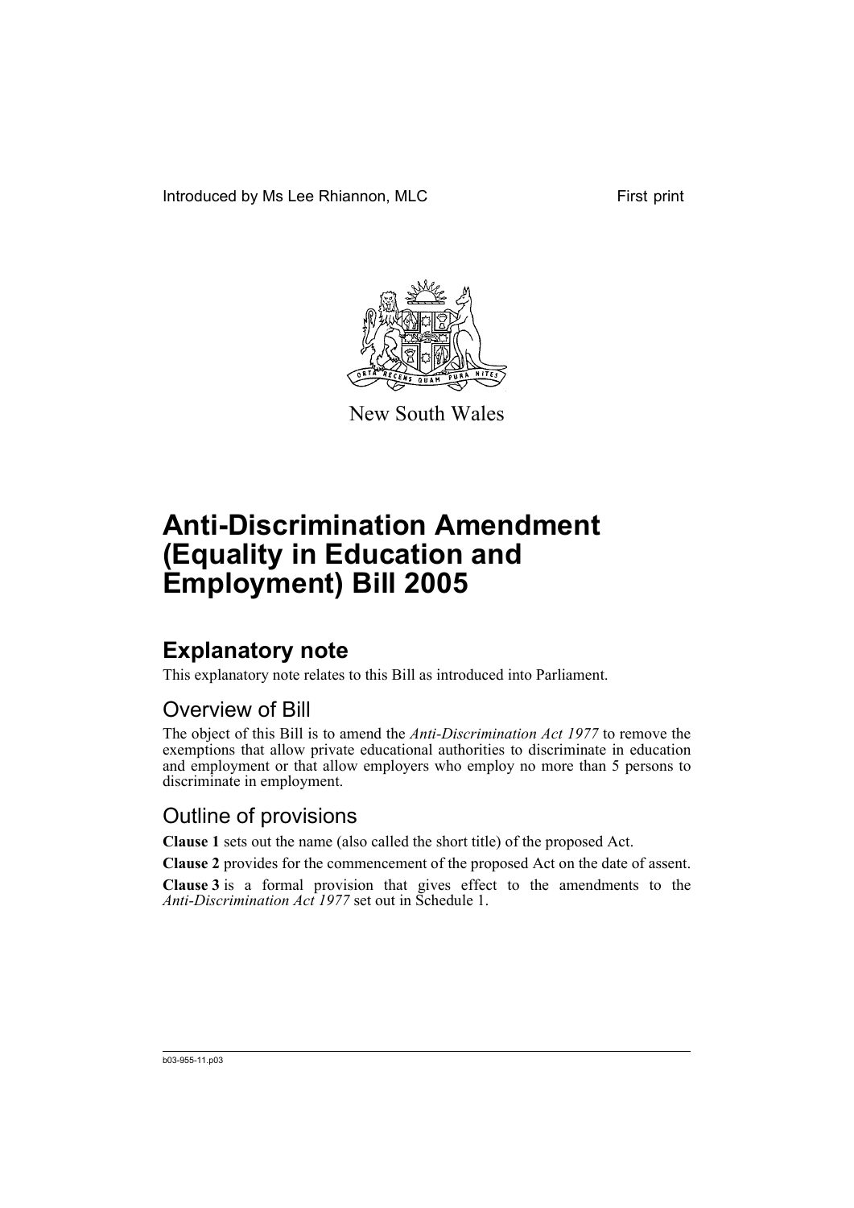Introduced by Ms Lee Rhiannon, MLC First print

New South Wales

# Anti-Discrimination Amendment (Equality in Education and Employment) Bill 2005

## Explanatory note

This explanatory note relates to this Bill as introduced into Parliament.

### Overview of Bill

The object of this Bill is to amend the *Anti-Discrimination Act 1977* to remove the exemptions that allow private educational authorities to discriminate in education and employment or that allow employers who employ no more than 5 persons to discriminate in employment.

### Outline of provisions

**Clause 1** sets out the name (also called the short title) of the proposed Act.

**Clause 2** provides for the commencement of the proposed Act on the date of assent.

**Clause 3** is a formal provision that gives effect to the amendments to the *Anti-Discrimination Act 1977* set out in Schedule 1.

b03-955-11.p03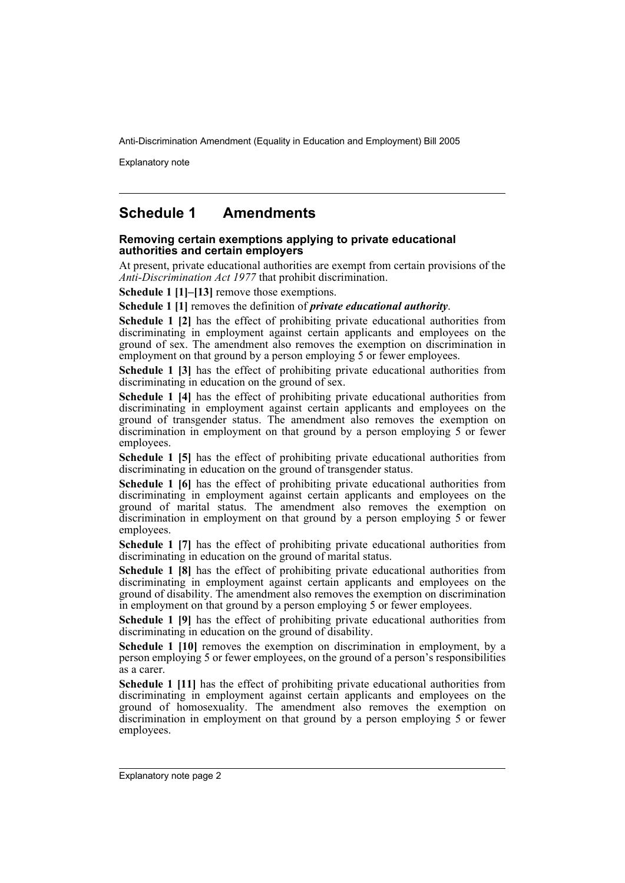## Schedule 1 Amendments

### Removing certain exemptions applying to private educational authorities and certain employers

At present, private educational authorities are exempt from certain provisions of the *Anti-Discrimination Act 1977* that prohibit discrimination.

**Schedule 1 [1]–[13]** remove those exemptions.

**Schedule 1 [1]** removes the definition of ***private educational authority***.

**Schedule 1 [2]** has the effect of prohibiting private educational authorities from discriminating in employment against certain applicants and employees on the ground of sex. The amendment also removes the exemption on discrimination in employment on that ground by a person employing 5 or fewer employees.

**Schedule 1 [3]** has the effect of prohibiting private educational authorities from discriminating in education on the ground of sex.

**Schedule 1 [4]** has the effect of prohibiting private educational authorities from discriminating in employment against certain applicants and employees on the ground of transgender status. The amendment also removes the exemption on discrimination in employment on that ground by a person employing 5 or fewer employees.

**Schedule 1 [5]** has the effect of prohibiting private educational authorities from discriminating in education on the ground of transgender status.

**Schedule 1 [6]** has the effect of prohibiting private educational authorities from discriminating in employment against certain applicants and employees on the ground of marital status. The amendment also removes the exemption on discrimination in employment on that ground by a person employing 5 or fewer employees.

**Schedule 1 [7]** has the effect of prohibiting private educational authorities from discriminating in education on the ground of marital status.

**Schedule 1 [8]** has the effect of prohibiting private educational authorities from discriminating in employment against certain applicants and employees on the ground of disability. The amendment also removes the exemption on discrimination in employment on that ground by a person employing 5 or fewer employees.

**Schedule 1 [9]** has the effect of prohibiting private educational authorities from discriminating in education on the ground of disability.

**Schedule 1 [10]** removes the exemption on discrimination in employment, by a person employing 5 or fewer employees, on the ground of a person's responsibilities as a carer.

**Schedule 1 [11]** has the effect of prohibiting private educational authorities from discriminating in employment against certain applicants and employees on the ground of homosexuality. The amendment also removes the exemption on discrimination in employment on that ground by a person employing 5 or fewer employees.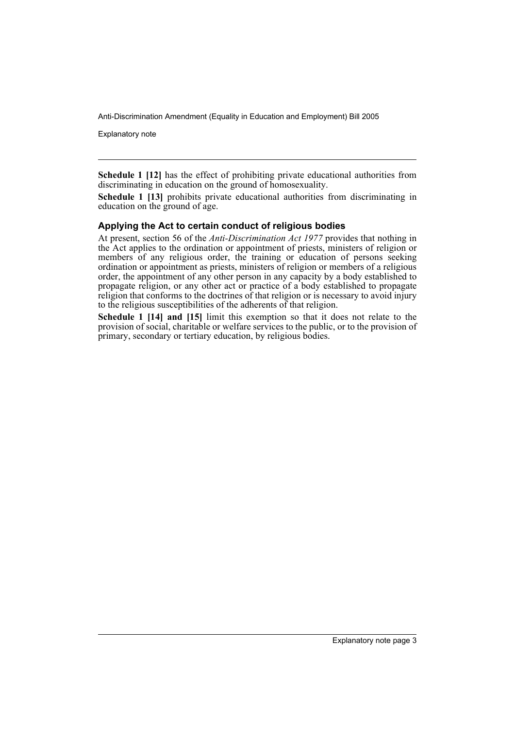**Schedule 1 [12]** has the effect of prohibiting private educational authorities from discriminating in education on the ground of homosexuality.

**Schedule 1 [13]** prohibits private educational authorities from discriminating in education on the ground of age.

### Applying the Act to certain conduct of religious bodies

At present, section 56 of the *Anti-Discrimination Act 1977* provides that nothing in the Act applies to the ordination or appointment of priests, ministers of religion or members of any religious order, the training or education of persons seeking ordination or appointment as priests, ministers of religion or members of a religious order, the appointment of any other person in any capacity by a body established to propagate religion, or any other act or practice of a body established to propagate religion that conforms to the doctrines of that religion or is necessary to avoid injury to the religious susceptibilities of the adherents of that religion.

**Schedule 1 [14] and [15]** limit this exemption so that it does not relate to the provision of social, charitable or welfare services to the public, or to the provision of primary, secondary or tertiary education, by religious bodies.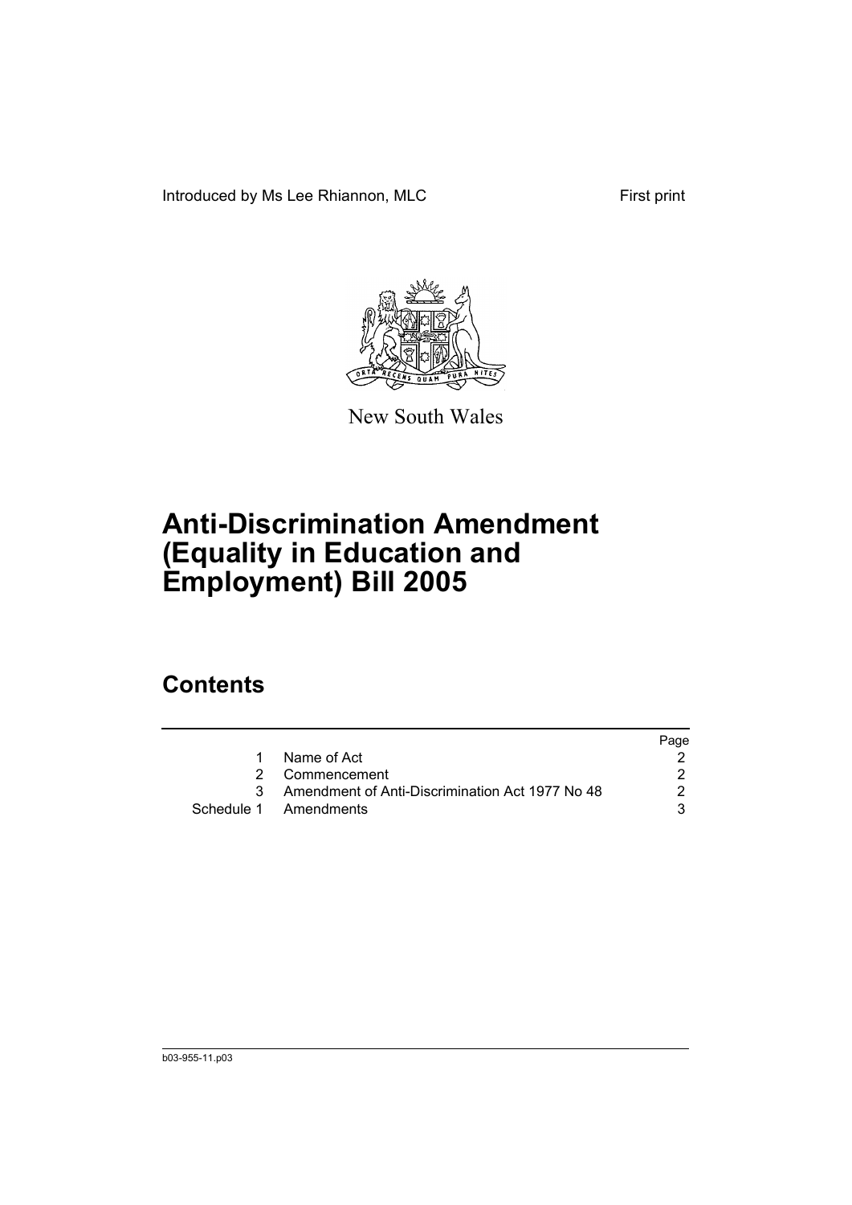Introduced by Ms Lee Rhiannon, MLC

First print

New South Wales

# Anti-Discrimination Amendment (Equality in Education and Employment) Bill 2005

## Contents

| | | Page |
|---|---|---|
| 1 | Name of Act | 2 |
| 2 | Commencement | 2 |
| 3 | Amendment of Anti-Discrimination Act 1977 No 48 | 2 |
| Schedule 1 | Amendments | 3 |

b03-955-11.p03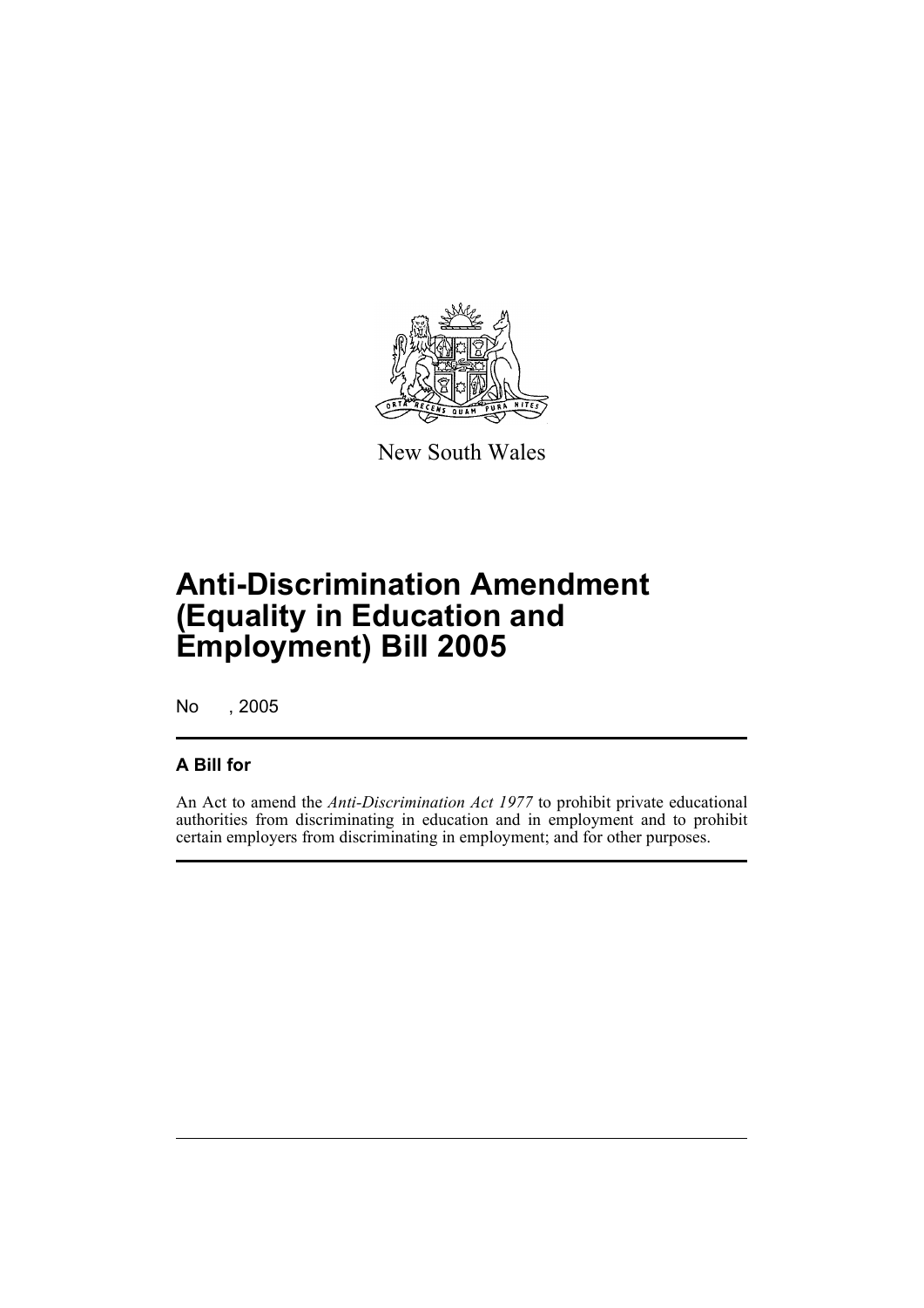New South Wales

# Anti-Discrimination Amendment (Equality in Education and Employment) Bill 2005

No , 2005

## A Bill for

An Act to amend the *Anti-Discrimination Act 1977* to prohibit private educational authorities from discriminating in education and in employment and to prohibit certain employers from discriminating in employment; and for other purposes.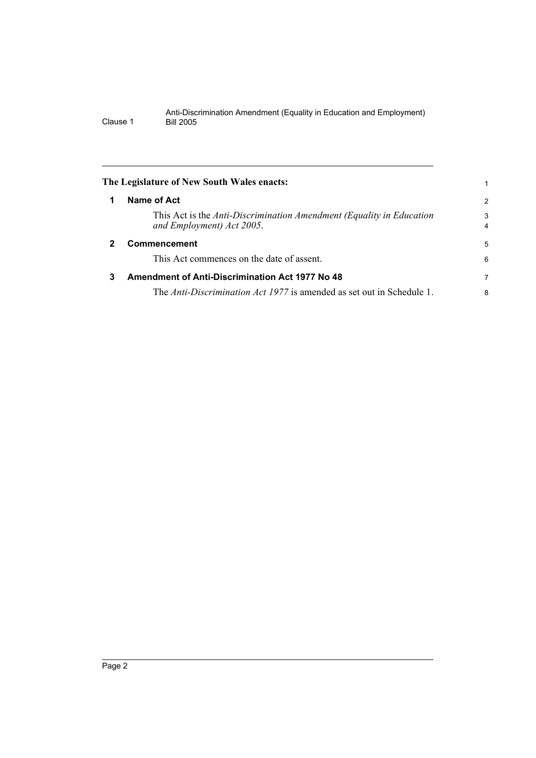**The Legislature of New South Wales enacts:**

## 1 Name of Act

This Act is the *Anti-Discrimination Amendment (Equality in Education and Employment) Act 2005*.

## 2 Commencement

This Act commences on the date of assent.

## 3 Amendment of Anti-Discrimination Act 1977 No 48

The *Anti-Discrimination Act 1977* is amended as set out in Schedule 1.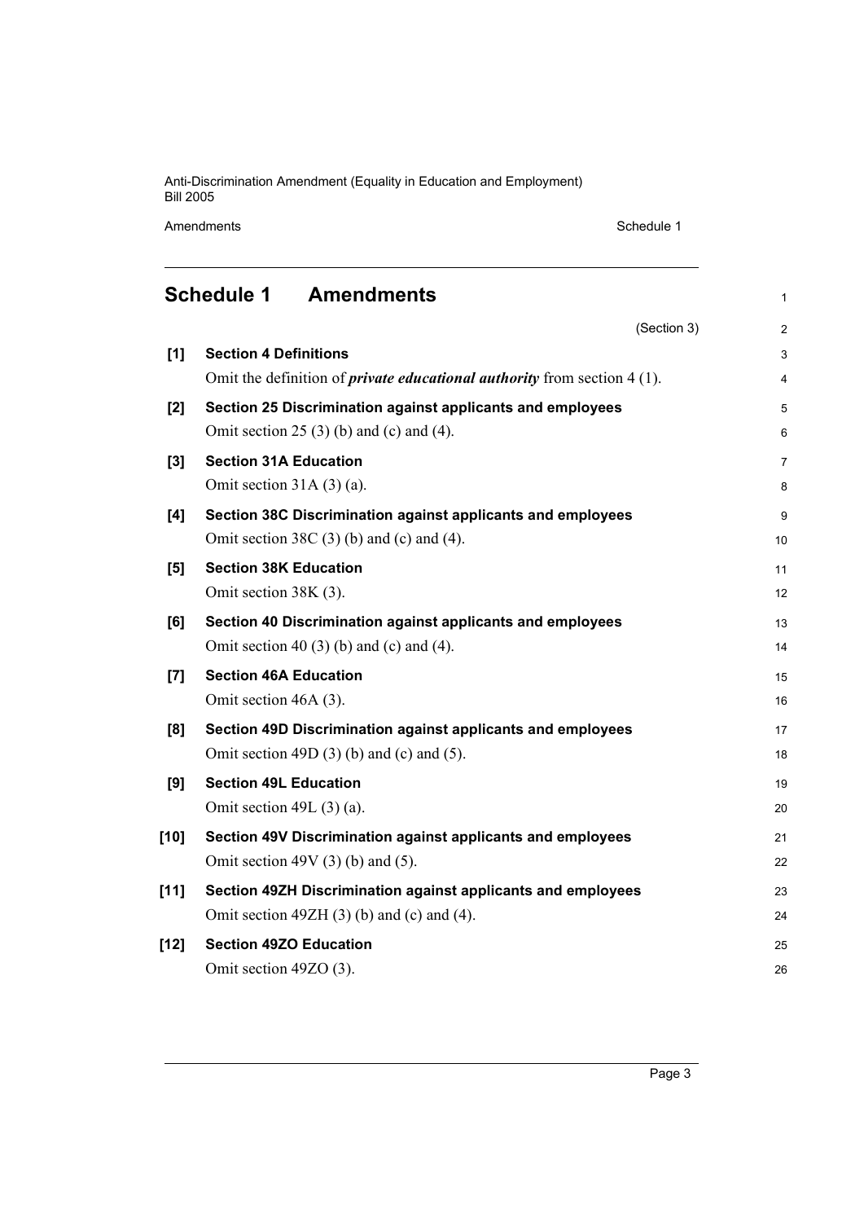## Schedule 1 Amendments

(Section 3)

**[1] Section 4 Definitions**

Omit the definition of ***private educational authority*** from section 4 (1).

**[2] Section 25 Discrimination against applicants and employees**

Omit section 25 (3) (b) and (c) and (4).

**[3] Section 31A Education**

Omit section 31A (3) (a).

**[4] Section 38C Discrimination against applicants and employees**

Omit section 38C (3) (b) and (c) and (4).

**[5] Section 38K Education**

Omit section 38K (3).

**[6] Section 40 Discrimination against applicants and employees**

Omit section 40 (3) (b) and (c) and (4).

**[7] Section 46A Education**

Omit section 46A (3).

**[8] Section 49D Discrimination against applicants and employees**

Omit section 49D (3) (b) and (c) and (5).

**[9] Section 49L Education**

Omit section 49L (3) (a).

**[10] Section 49V Discrimination against applicants and employees**

Omit section 49V (3) (b) and (5).

**[11] Section 49ZH Discrimination against applicants and employees**

Omit section 49ZH (3) (b) and (c) and (4).

**[12] Section 49ZO Education**

Omit section 49ZO (3).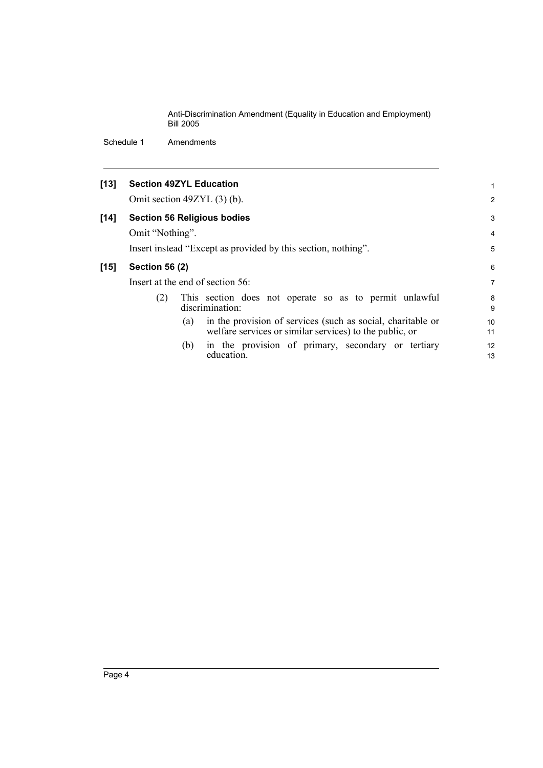**[13] Section 49ZYL Education**

Omit section 49ZYL (3) (b).

**[14] Section 56 Religious bodies**

Omit "Nothing".

Insert instead "Except as provided by this section, nothing".

**[15] Section 56 (2)**

Insert at the end of section 56:

(2) This section does not operate so as to permit unlawful discrimination:

(a) in the provision of services (such as social, charitable or welfare services or similar services) to the public, or

(b) in the provision of primary, secondary or tertiary education.